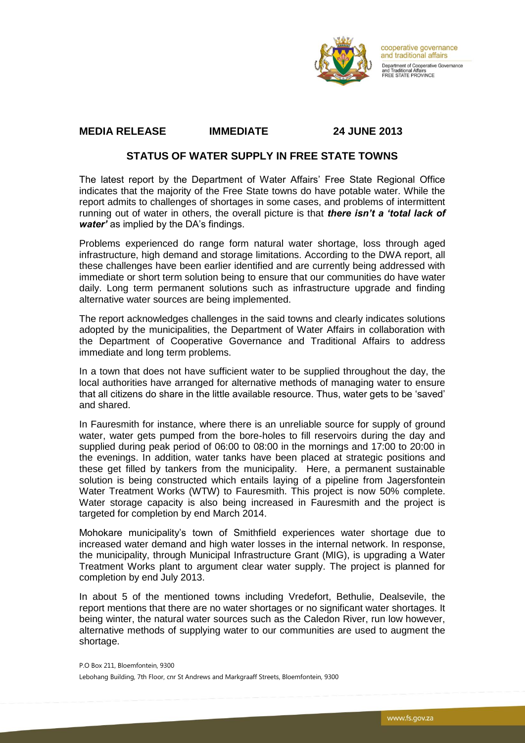cooperative governance
and traditional affairs

Department of Cooperative Governance
and Traditional Affairs
FREE STATE PROVINCE

**MEDIA RELEASE IMMEDIATE 24 JUNE 2013**

## STATUS OF WATER SUPPLY IN FREE STATE TOWNS

The latest report by the Department of Water Affairs' Free State Regional Office indicates that the majority of the Free State towns do have potable water. While the report admits to challenges of shortages in some cases, and problems of intermittent running out of water in others, the overall picture is that ***there isn't a 'total lack of water'*** as implied by the DA's findings.

Problems experienced do range form natural water shortage, loss through aged infrastructure, high demand and storage limitations. According to the DWA report, all these challenges have been earlier identified and are currently being addressed with immediate or short term solution being to ensure that our communities do have water daily. Long term permanent solutions such as infrastructure upgrade and finding alternative water sources are being implemented.

The report acknowledges challenges in the said towns and clearly indicates solutions adopted by the municipalities, the Department of Water Affairs in collaboration with the Department of Cooperative Governance and Traditional Affairs to address immediate and long term problems.

In a town that does not have sufficient water to be supplied throughout the day, the local authorities have arranged for alternative methods of managing water to ensure that all citizens do share in the little available resource. Thus, water gets to be 'saved' and shared.

In Fauresmith for instance, where there is an unreliable source for supply of ground water, water gets pumped from the bore-holes to fill reservoirs during the day and supplied during peak period of 06:00 to 08:00 in the mornings and 17:00 to 20:00 in the evenings. In addition, water tanks have been placed at strategic positions and these get filled by tankers from the municipality. Here, a permanent sustainable solution is being constructed which entails laying of a pipeline from Jagersfontein Water Treatment Works (WTW) to Fauresmith. This project is now 50% complete. Water storage capacity is also being increased in Fauresmith and the project is targeted for completion by end March 2014.

Mohokare municipality's town of Smithfield experiences water shortage due to increased water demand and high water losses in the internal network. In response, the municipality, through Municipal Infrastructure Grant (MIG), is upgrading a Water Treatment Works plant to argument clear water supply. The project is planned for completion by end July 2013.

In about 5 of the mentioned towns including Vredefort, Bethulie, Dealsevile, the report mentions that there are no water shortages or no significant water shortages. It being winter, the natural water sources such as the Caledon River, run low however, alternative methods of supplying water to our communities are used to augment the shortage.

P.O Box 211, Bloemfontein, 9300
Lebohang Building, 7th Floor, cnr St Andrews and Markgraaff Streets, Bloemfontein, 9300

www.fs.gov.za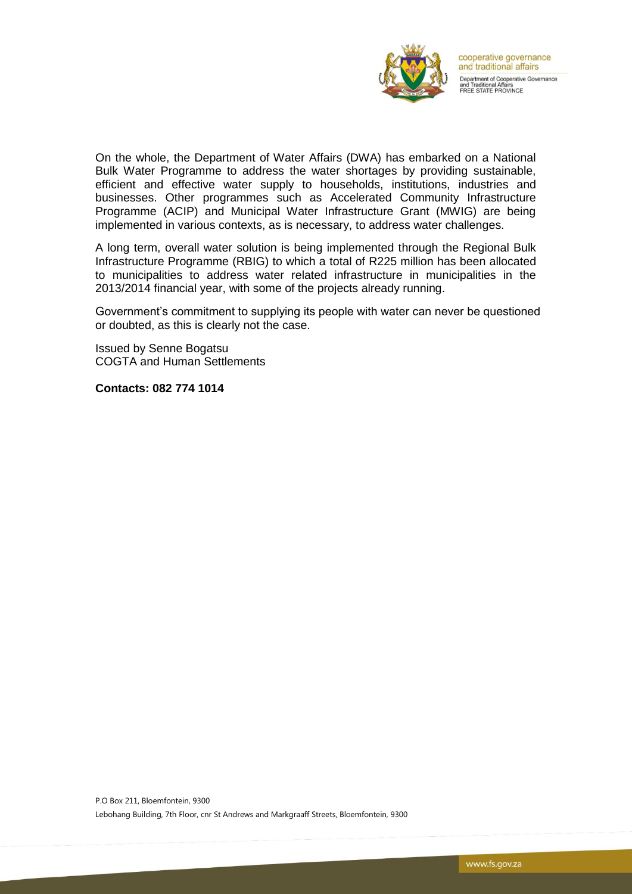On the whole, the Department of Water Affairs (DWA) has embarked on a National Bulk Water Programme to address the water shortages by providing sustainable, efficient and effective water supply to households, institutions, industries and businesses. Other programmes such as Accelerated Community Infrastructure Programme (ACIP) and Municipal Water Infrastructure Grant (MWIG) are being implemented in various contexts, as is necessary, to address water challenges.

A long term, overall water solution is being implemented through the Regional Bulk Infrastructure Programme (RBIG) to which a total of R225 million has been allocated to municipalities to address water related infrastructure in municipalities in the 2013/2014 financial year, with some of the projects already running.

Government's commitment to supplying its people with water can never be questioned or doubted, as this is clearly not the case.

Issued by Senne Bogatsu
COGTA and Human Settlements

**Contacts: 082 774 1014**